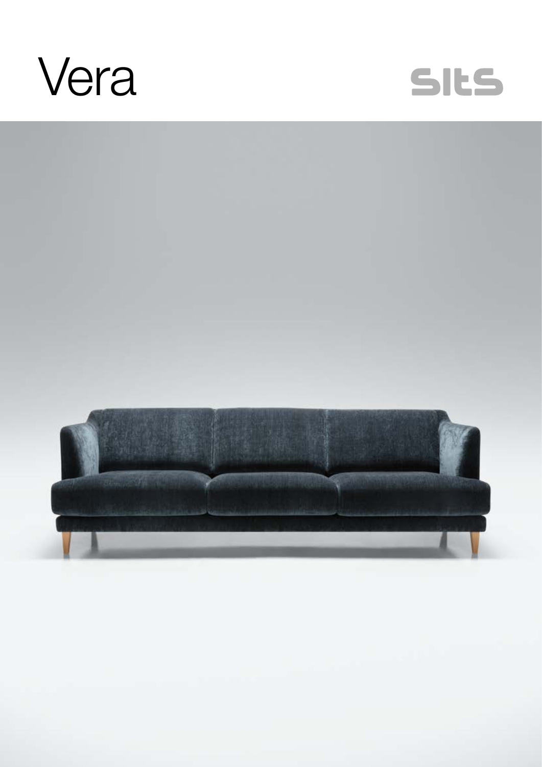# Vera

sits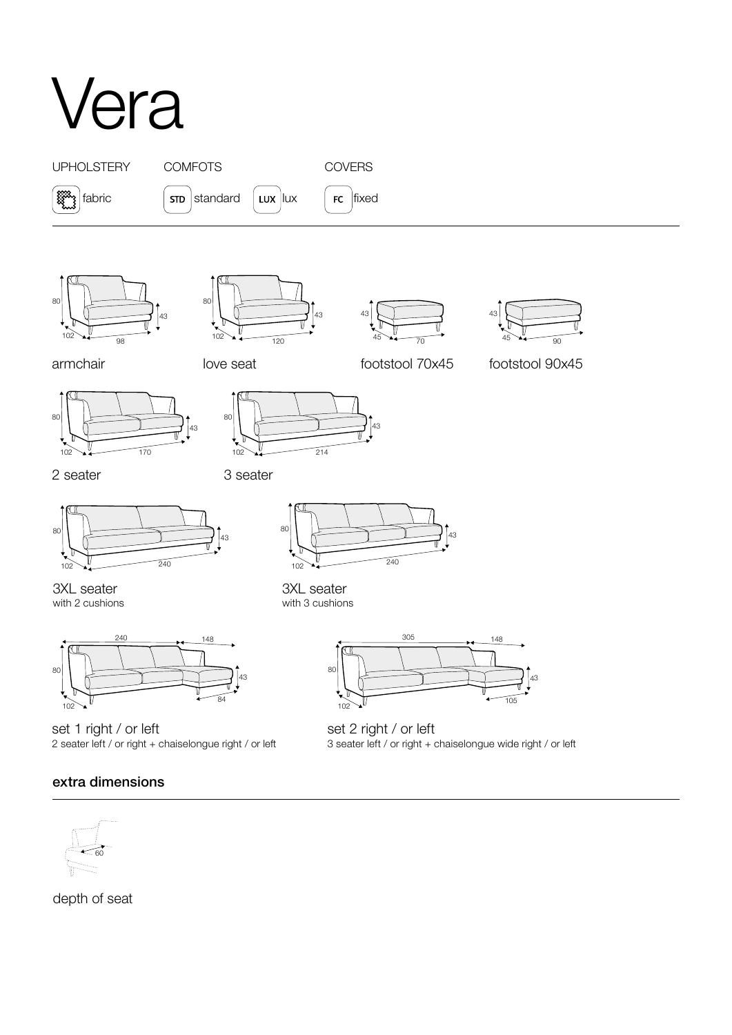# Vera

UPHOLSTERY

fabric

COMFOTS

STD standard

LUX lux

COVERS

FC fixed

80 43 102 98

armchair

80 43 102 120

love seat

43 45 70

footstool 70x45

43 45 90

footstool 90x45

80 43 102 170

2 seater

80 43 102 214

3 seater

80 43 102 240

3XL seater
with 2 cushions

80 43 102 240

3XL seater
with 3 cushions

240 148 80 43 102 84

set 1 right / or left
2 seater left / or right + chaiselongue right / or left

305 148 80 43 102 105

set 2 right / or left
3 seater left / or right + chaiselongue wide right / or left

**extra dimensions**

60

depth of seat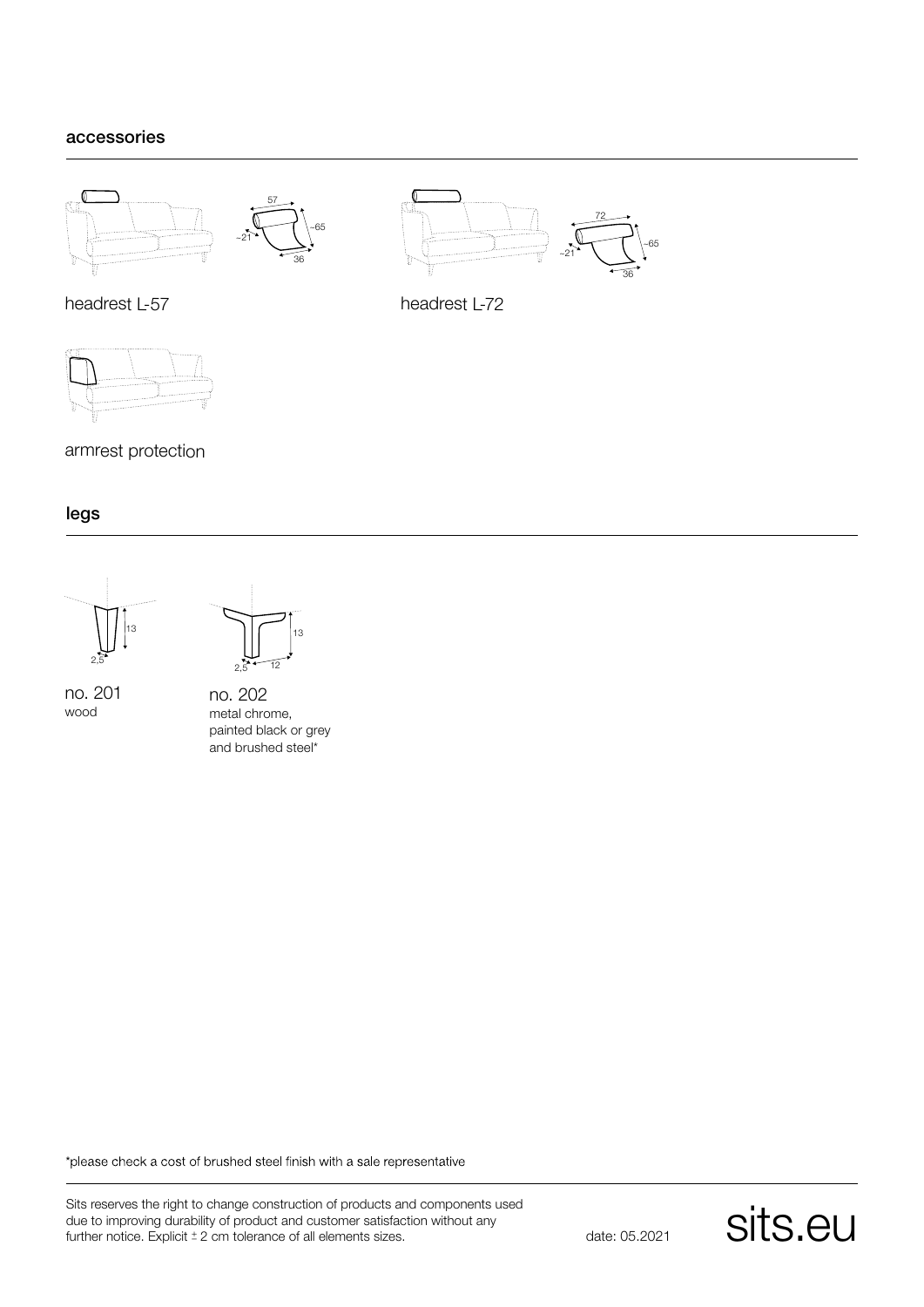## accessories

57
~21
~65
36

headrest L-57

72
~21
~65
36

headrest L-72

armrest protection

## legs

13
2,5

no. 201
wood

13
2,5
12

no. 202
metal chrome,
painted black or grey
and brushed steel*

*please check a cost of brushed steel finish with a sale representative

Sits reserves the right to change construction of products and components used due to improving durability of product and customer satisfaction without any further notice. Explicit ± 2 cm tolerance of all elements sizes.

date: 05.2021

sits.eu